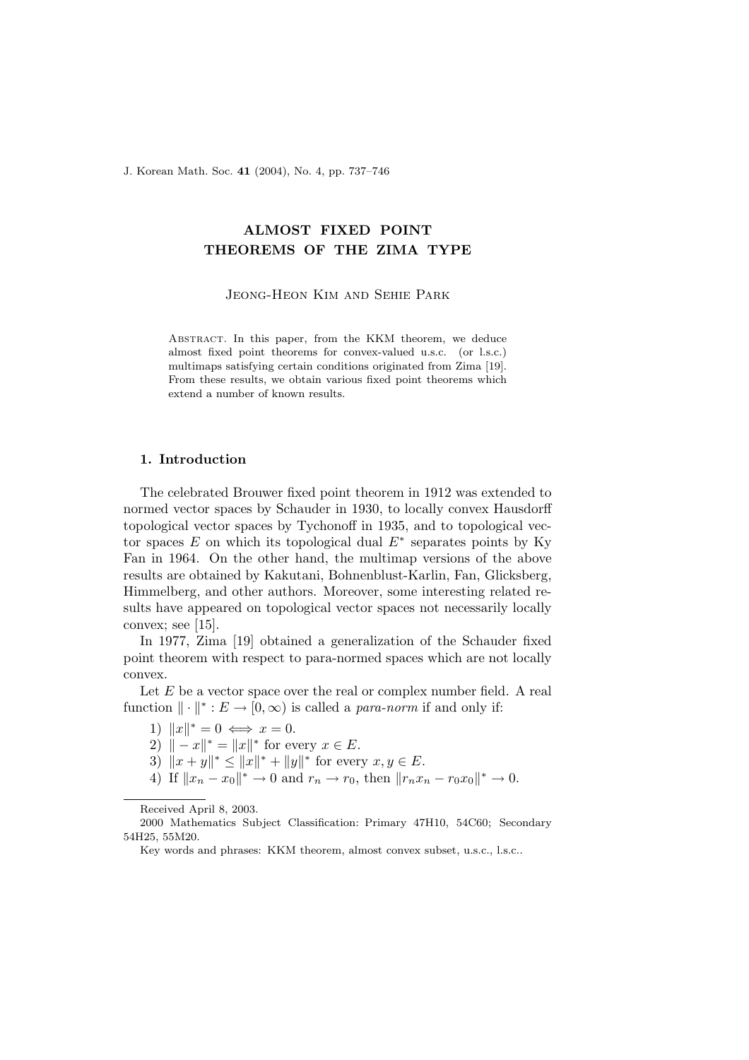# ALMOST FIXED POINT THEOREMS OF THE ZIMA TYPE

Jeong-Heon Kim and Sehie Park

Abstract. In this paper, from the KKM theorem, we deduce almost fixed point theorems for convex-valued u.s.c. (or l.s.c.) multimaps satisfying certain conditions originated from Zima [19]. From these results, we obtain various fixed point theorems which extend a number of known results.

## 1. Introduction

The celebrated Brouwer fixed point theorem in 1912 was extended to normed vector spaces by Schauder in 1930, to locally convex Hausdorff topological vector spaces by Tychonoff in 1935, and to topological vector spaces $E$ on which its topological dual $E^*$ separates points by Ky Fan in 1964. On the other hand, the multimap versions of the above results are obtained by Kakutani, Bohnenblust-Karlin, Fan, Glicksberg, Himmelberg, and other authors. Moreover, some interesting related results have appeared on topological vector spaces not necessarily locally convex; see [15].

In 1977, Zima [19] obtained a generalization of the Schauder fixed point theorem with respect to para-normed spaces which are not locally convex.

Let $E$ be a vector space over the real or complex number field. A real function $\| \cdot \|^* : E \to [0, \infty)$ is called a *para-norm* if and only if:

1) $\|x\|^* = 0 \iff x = 0$.
2) $\| -x\|^* = \|x\|^*$ for every $x \in E$.
3) $\|x + y\|^* \leq \|x\|^* + \|y\|^*$ for every $x, y \in E$.
4) If $\|x_n - x_0\|^* \to 0$ and $r_n \to r_0$, then $\|r_n x_n - r_0 x_0\|^* \to 0$.

Received April 8, 2003.

2000 Mathematics Subject Classification: Primary 47H10, 54C60; Secondary 54H25, 55M20.

Key words and phrases: KKM theorem, almost convex subset, u.s.c., l.s.c..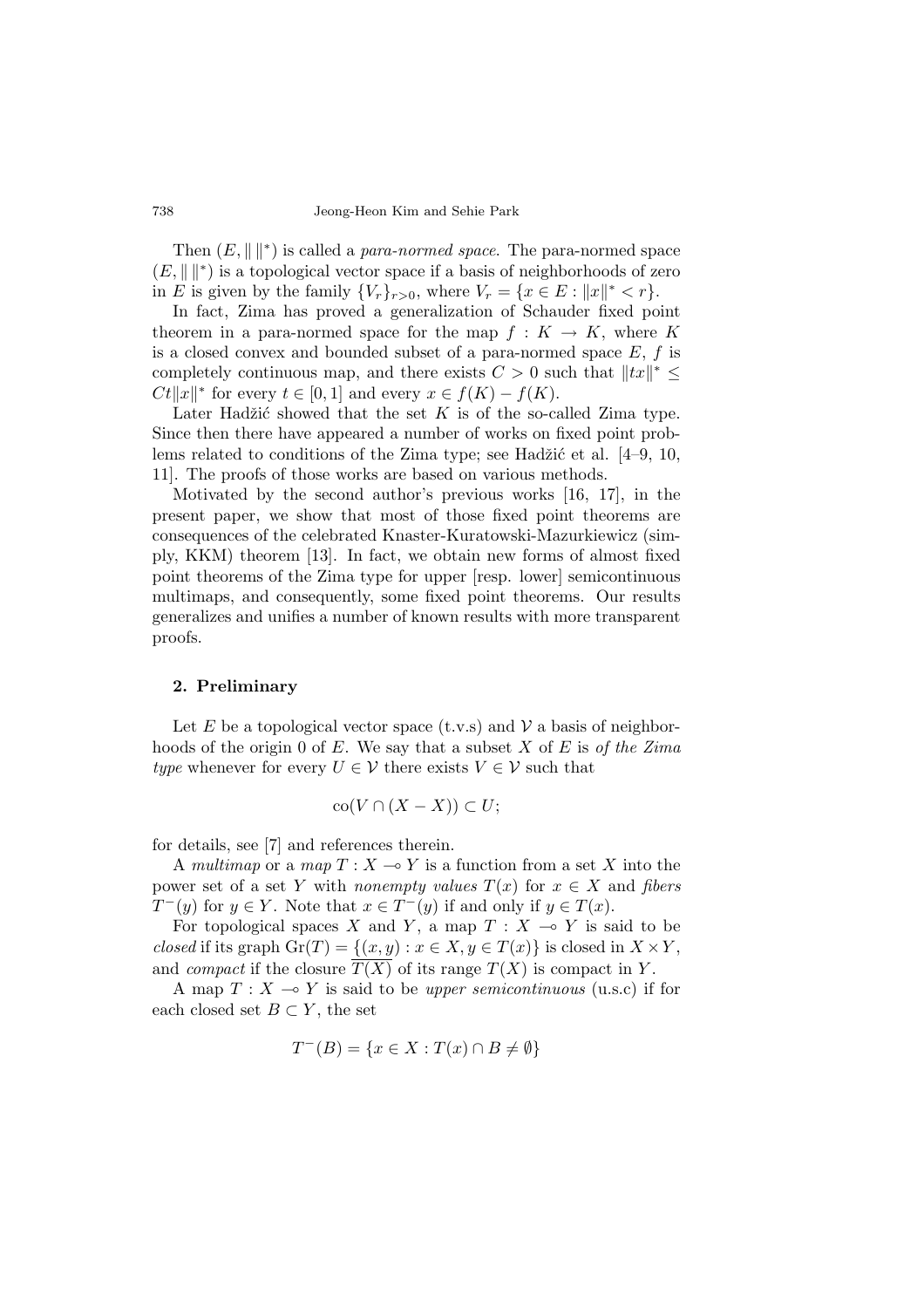Then $(E, \| \|^*)$ is called a *para-normed space*. The para-normed space $(E, \| \|^*)$ is a topological vector space if a basis of neighborhoods of zero in $E$ is given by the family $\{V_r\}_{r>0}$, where $V_r = \{x \in E : \|x\|^* < r\}$.

In fact, Zima has proved a generalization of Schauder fixed point theorem in a para-normed space for the map $f : K \to K$, where $K$ is a closed convex and bounded subset of a para-normed space $E$, $f$ is completely continuous map, and there exists $C > 0$ such that $\|tx\|^* \leq Ct\|x\|^*$ for every $t \in [0, 1]$ and every $x \in f(K) - f(K)$.

Later Hadžić showed that the set $K$ is of the so-called Zima type. Since then there have appeared a number of works on fixed point problems related to conditions of the Zima type; see Hadžić et al. [4–9, 10, 11]. The proofs of those works are based on various methods.

Motivated by the second author's previous works [16, 17], in the present paper, we show that most of those fixed point theorems are consequences of the celebrated Knaster-Kuratowski-Mazurkiewicz (simply, KKM) theorem [13]. In fact, we obtain new forms of almost fixed point theorems of the Zima type for upper [resp. lower] semicontinuous multimaps, and consequently, some fixed point theorems. Our results generalizes and unifies a number of known results with more transparent proofs.

## 2. Preliminary

Let $E$ be a topological vector space (t.v.s) and $\mathcal{V}$ a basis of neighborhoods of the origin 0 of $E$. We say that a subset $X$ of $E$ is *of the Zima type* whenever for every $U \in \mathcal{V}$ there exists $V \in \mathcal{V}$ such that

$$\text{co}(V \cap (X - X)) \subset U;$$

for details, see [7] and references therein.

A *multimap* or a *map* $T : X \multimap Y$ is a function from a set $X$ into the power set of a set $Y$ with *nonempty values* $T(x)$ for $x \in X$ and *fibers* $T^-(y)$ for $y \in Y$. Note that $x \in T^-(y)$ if and only if $y \in T(x)$.

For topological spaces $X$ and $Y$, a map $T : X \multimap Y$ is said to be *closed* if its graph $\text{Gr}(T) = \{(x, y) : x \in X, y \in T(x)\}$ is closed in $X \times Y$, and *compact* if the closure $\overline{T(X)}$ of its range $T(X)$ is compact in $Y$.

A map $T : X \multimap Y$ is said to be *upper semicontinuous* (u.s.c) if for each closed set $B \subset Y$, the set

$$T^-(B) = \{x \in X : T(x) \cap B \neq \emptyset\}$$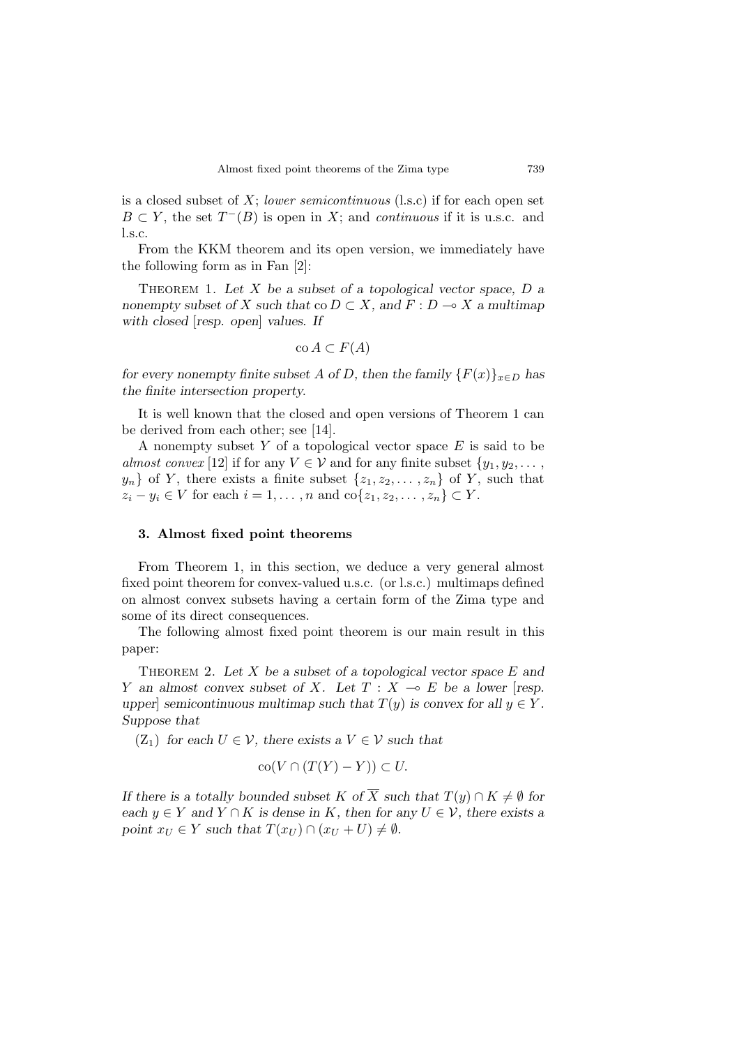is a closed subset of $X$; *lower semicontinuous* (l.s.c) if for each open set $B \subset Y$, the set $T^{-}(B)$ is open in $X$; and *continuous* if it is u.s.c. and l.s.c.

From the KKM theorem and its open version, we immediately have the following form as in Fan [2]:

THEOREM 1. *Let $X$ be a subset of a topological vector space, $D$ a nonempty subset of $X$ such that $\mathrm{co}\, D \subset X$, and $F : D \multimap X$ a multimap with closed [resp. open] values. If*

$$\mathrm{co}\, A \subset F(A)$$

*for every nonempty finite subset $A$ of $D$, then the family $\{F(x)\}_{x \in D}$ has the finite intersection property.*

It is well known that the closed and open versions of Theorem 1 can be derived from each other; see [14].

A nonempty subset $Y$ of a topological vector space $E$ is said to be *almost convex* [12] if for any $V \in \mathcal{V}$ and for any finite subset $\{y_1, y_2, \ldots, y_n\}$ of $Y$, there exists a finite subset $\{z_1, z_2, \ldots, z_n\}$ of $Y$, such that $z_i - y_i \in V$ for each $i = 1, \ldots, n$ and $\mathrm{co}\{z_1, z_2, \ldots, z_n\} \subset Y$.

## 3. Almost fixed point theorems

From Theorem 1, in this section, we deduce a very general almost fixed point theorem for convex-valued u.s.c. (or l.s.c.) multimaps defined on almost convex subsets having a certain form of the Zima type and some of its direct consequences.

The following almost fixed point theorem is our main result in this paper:

THEOREM 2. *Let $X$ be a subset of a topological vector space $E$ and $Y$ an almost convex subset of $X$. Let $T : X \multimap E$ be a lower [resp. upper] semicontinuous multimap such that $T(y)$ is convex for all $y \in Y$. Suppose that*

($Z_1$) *for each $U \in \mathcal{V}$, there exists a $V \in \mathcal{V}$ such that*

$$\mathrm{co}(V \cap (T(Y) - Y)) \subset U.$$

*If there is a totally bounded subset $K$ of $\overline{X}$ such that $T(y) \cap K \neq \emptyset$ for each $y \in Y$ and $Y \cap K$ is dense in $K$, then for any $U \in \mathcal{V}$, there exists a point $x_U \in Y$ such that $T(x_U) \cap (x_U + U) \neq \emptyset$.*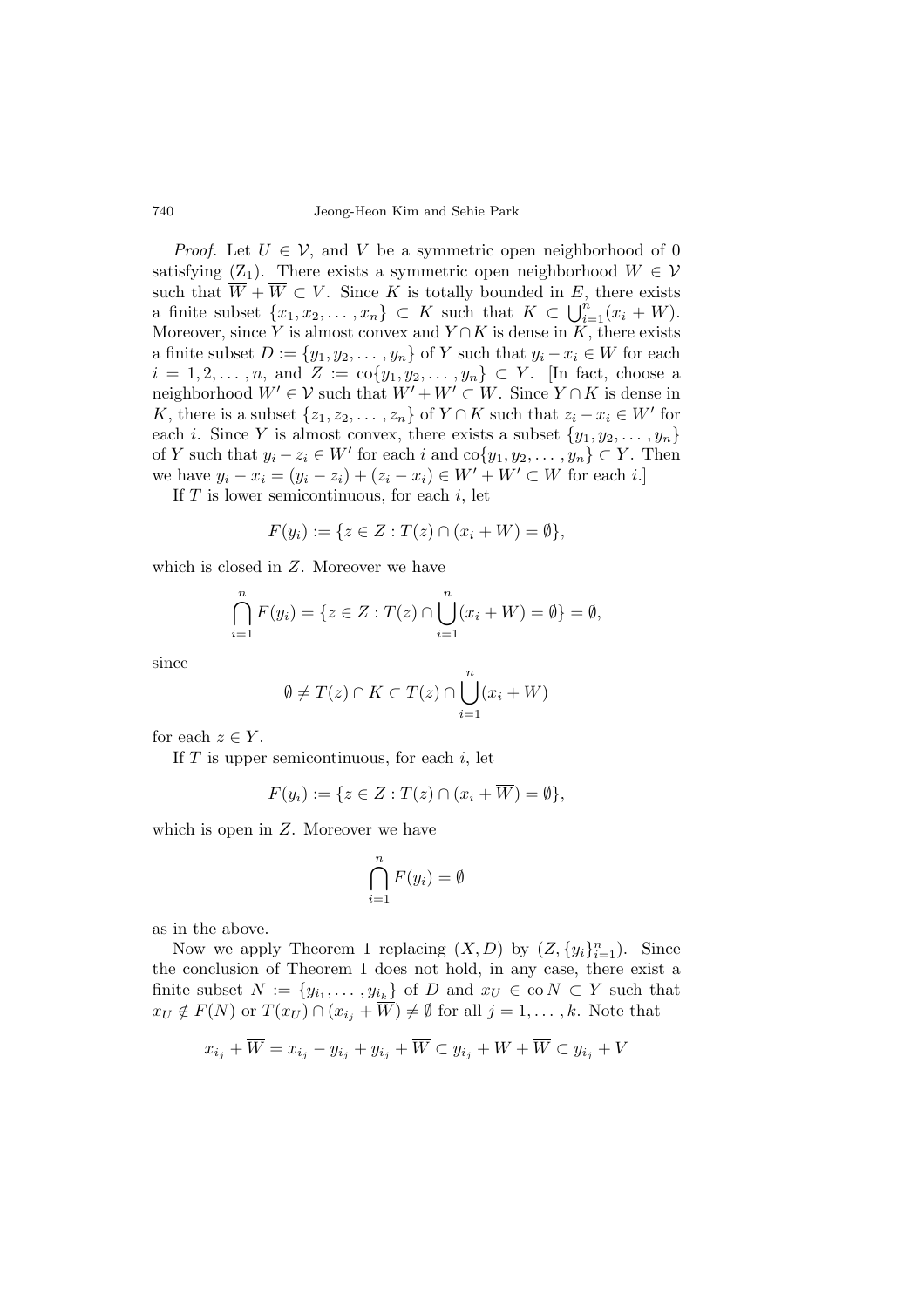*Proof.* Let $U \in \mathcal{V}$, and $V$ be a symmetric open neighborhood of 0 satisfying ($\text{Z}_1$). There exists a symmetric open neighborhood $W \in \mathcal{V}$ such that $\overline{W} + \overline{W} \subset V$. Since $K$ is totally bounded in $E$, there exists a finite subset $\{x_1, x_2, \ldots, x_n\} \subset K$ such that $K \subset \bigcup_{i=1}^n (x_i + W)$. Moreover, since $Y$ is almost convex and $Y \cap K$ is dense in $K$, there exists a finite subset $D := \{y_1, y_2, \ldots, y_n\}$ of $Y$ such that $y_i - x_i \in W$ for each $i = 1, 2, \ldots, n$, and $Z := \text{co}\{y_1, y_2, \ldots, y_n\} \subset Y$. [In fact, choose a neighborhood $W' \in \mathcal{V}$ such that $W' + W' \subset W$. Since $Y \cap K$ is dense in $K$, there is a subset $\{z_1, z_2, \ldots, z_n\}$ of $Y \cap K$ such that $z_i - x_i \in W'$ for each $i$. Since $Y$ is almost convex, there exists a subset $\{y_1, y_2, \ldots, y_n\}$ of $Y$ such that $y_i - z_i \in W'$ for each $i$ and $\text{co}\{y_1, y_2, \ldots, y_n\} \subset Y$. Then we have $y_i - x_i = (y_i - z_i) + (z_i - x_i) \in W' + W' \subset W$ for each $i$.]

If $T$ is lower semicontinuous, for each $i$, let

$$F(y_i) := \{z \in Z : T(z) \cap (x_i + W) = \emptyset\},$$

which is closed in $Z$. Moreover we have

$$\bigcap_{i=1}^n F(y_i) = \{z \in Z : T(z) \cap \bigcup_{i=1}^n (x_i + W) = \emptyset\} = \emptyset,$$

since

$$\emptyset \neq T(z) \cap K \subset T(z) \cap \bigcup_{i=1}^n (x_i + W)$$

for each $z \in Y$.

If $T$ is upper semicontinuous, for each $i$, let

$$F(y_i) := \{z \in Z : T(z) \cap (x_i + \overline{W}) = \emptyset\},$$

which is open in $Z$. Moreover we have

$$\bigcap_{i=1}^n F(y_i) = \emptyset$$

as in the above.

Now we apply Theorem 1 replacing $(X, D)$ by $(Z, \{y_i\}_{i=1}^n)$. Since the conclusion of Theorem 1 does not hold, in any case, there exist a finite subset $N := \{y_{i_1}, \ldots, y_{i_k}\}$ of $D$ and $x_U \in \text{co}\, N \subset Y$ such that $x_U \notin F(N)$ or $T(x_U) \cap (x_{i_j} + \overline{W}) \neq \emptyset$ for all $j = 1, \ldots, k$. Note that

$$x_{i_j} + \overline{W} = x_{i_j} - y_{i_j} + y_{i_j} + \overline{W} \subset y_{i_j} + W + \overline{W} \subset y_{i_j} + V$$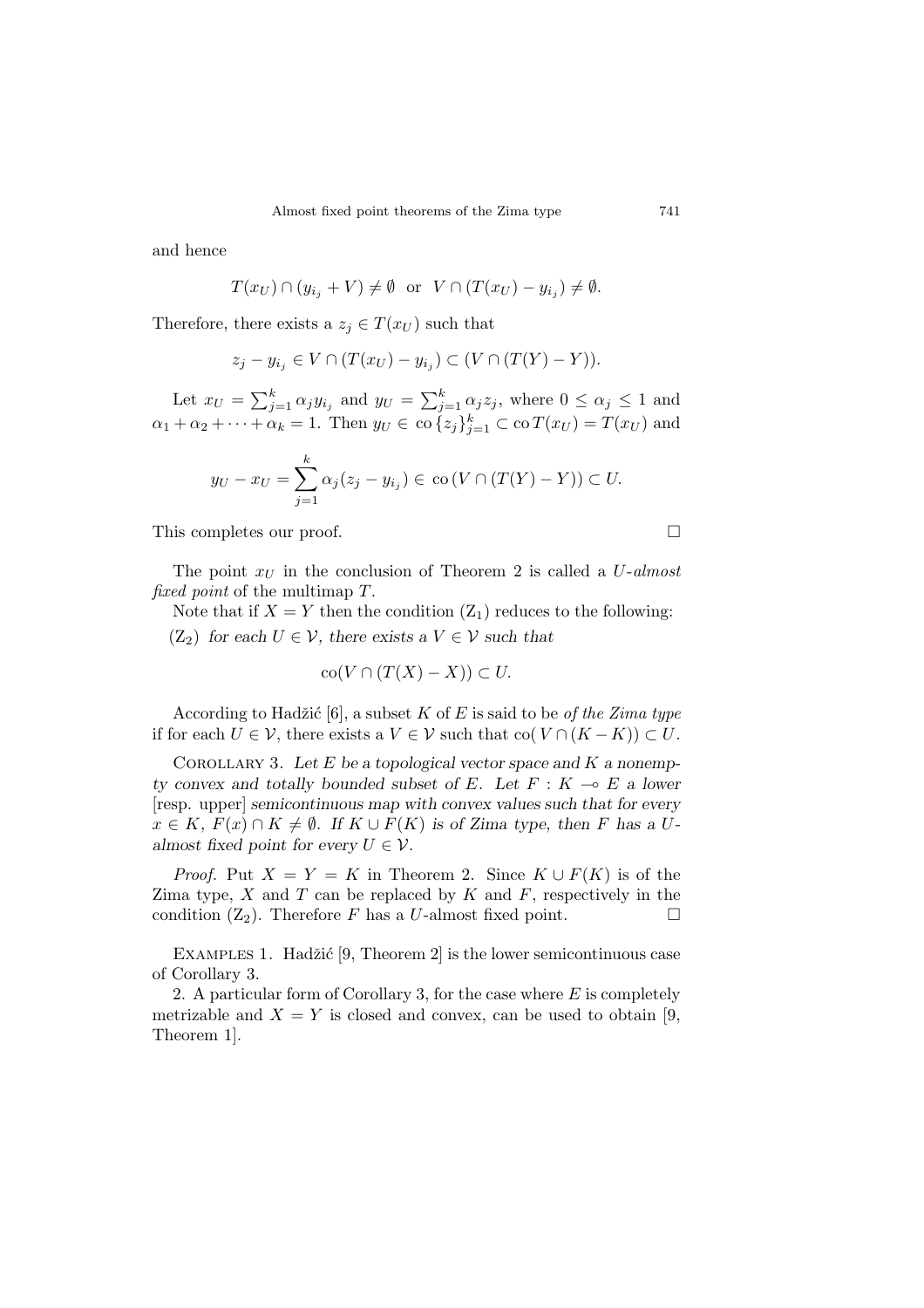and hence

$$T(x_U) \cap (y_{i_j} + V) \neq \emptyset \quad \text{or} \quad V \cap (T(x_U) - y_{i_j}) \neq \emptyset.$$

Therefore, there exists a $z_j \in T(x_U)$ such that

$$z_j - y_{i_j} \in V \cap (T(x_U) - y_{i_j}) \subset (V \cap (T(Y) - Y)).$$

Let $x_U = \sum_{j=1}^{k} \alpha_j y_{i_j}$ and $y_U = \sum_{j=1}^{k} \alpha_j z_j$, where $0 \leq \alpha_j \leq 1$ and $\alpha_1 + \alpha_2 + \cdots + \alpha_k = 1$. Then $y_U \in \operatorname{co}\{z_j\}_{j=1}^{k} \subset \operatorname{co} T(x_U) = T(x_U)$ and

$$y_U - x_U = \sum_{j=1}^{k} \alpha_j (z_j - y_{i_j}) \in \operatorname{co}(V \cap (T(Y) - Y)) \subset U.$$

This completes our proof. □

The point $x_U$ in the conclusion of Theorem 2 is called a *$U$-almost fixed point* of the multimap $T$.

Note that if $X = Y$ then the condition $(Z_1)$ reduces to the following:

$(Z_2)$ *for each $U \in \mathcal{V}$, there exists a $V \in \mathcal{V}$ such that*

$$\operatorname{co}(V \cap (T(X) - X)) \subset U.$$

According to Hadžić [6], a subset $K$ of $E$ is said to be *of the Zima type* if for each $U \in \mathcal{V}$, there exists a $V \in \mathcal{V}$ such that $\operatorname{co}(V \cap (K - K)) \subset U$.

Corollary 3. *Let $E$ be a topological vector space and $K$ a nonempty convex and totally bounded subset of $E$. Let $F : K \multimap E$ a lower* [resp. upper] *semicontinuous map with convex values such that for every $x \in K$, $F(x) \cap K \neq \emptyset$. If $K \cup F(K)$ is of Zima type, then $F$ has a $U$-almost fixed point for every $U \in \mathcal{V}$.*

*Proof.* Put $X = Y = K$ in Theorem 2. Since $K \cup F(K)$ is of the Zima type, $X$ and $T$ can be replaced by $K$ and $F$, respectively in the condition $(Z_2)$. Therefore $F$ has a $U$-almost fixed point. □

Examples 1. Hadžić [9, Theorem 2] is the lower semicontinuous case of Corollary 3.

2. A particular form of Corollary 3, for the case where $E$ is completely metrizable and $X = Y$ is closed and convex, can be used to obtain [9, Theorem 1].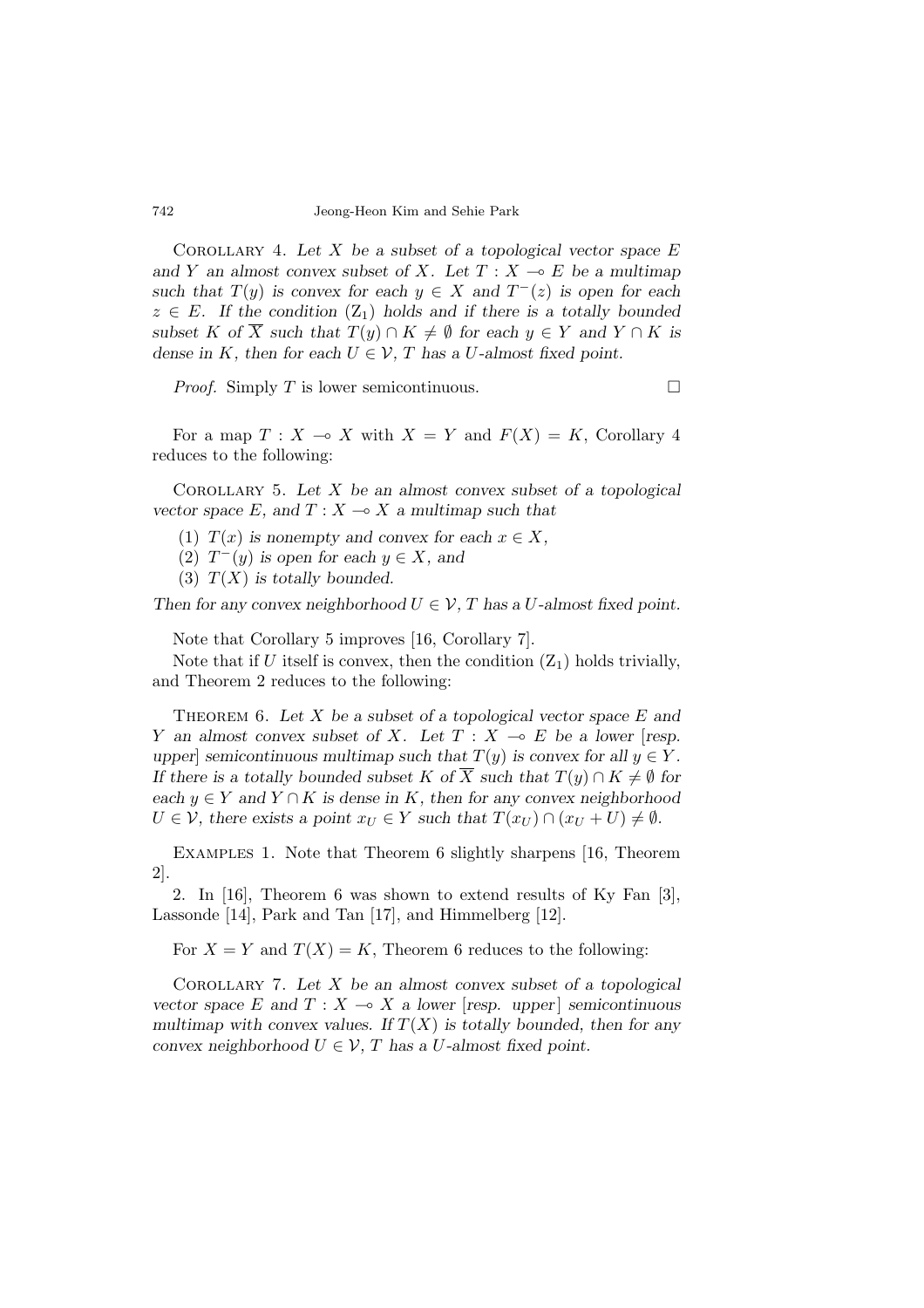Corollary 4. *Let $X$ be a subset of a topological vector space $E$ and $Y$ an almost convex subset of $X$. Let $T : X \multimap E$ be a multimap such that $T(y)$ is convex for each $y \in X$ and $T^{-}(z)$ is open for each $z \in E$. If the condition $(\mathrm{Z}_1)$ holds and if there is a totally bounded subset $K$ of $\overline{X}$ such that $T(y) \cap K \neq \emptyset$ for each $y \in Y$ and $Y \cap K$ is dense in $K$, then for each $U \in \mathcal{V}$, $T$ has a $U$-almost fixed point.*

*Proof.* Simply $T$ is lower semicontinuous. $\square$

For a map $T : X \multimap X$ with $X = Y$ and $F(X) = K$, Corollary 4 reduces to the following:

Corollary 5. *Let $X$ be an almost convex subset of a topological vector space $E$, and $T : X \multimap X$ a multimap such that*

(1) *$T(x)$ is nonempty and convex for each $x \in X$,*
(2) *$T^{-}(y)$ is open for each $y \in X$, and*
(3) *$T(X)$ is totally bounded.*

*Then for any convex neighborhood $U \in \mathcal{V}$, $T$ has a $U$-almost fixed point.*

Note that Corollary 5 improves [16, Corollary 7].

Note that if $U$ itself is convex, then the condition $(\mathrm{Z}_1)$ holds trivially, and Theorem 2 reduces to the following:

Theorem 6. *Let $X$ be a subset of a topological vector space $E$ and $Y$ an almost convex subset of $X$. Let $T : X \multimap E$ be a lower [resp. upper] semicontinuous multimap such that $T(y)$ is convex for all $y \in Y$. If there is a totally bounded subset $K$ of $\overline{X}$ such that $T(y) \cap K \neq \emptyset$ for each $y \in Y$ and $Y \cap K$ is dense in $K$, then for any convex neighborhood $U \in \mathcal{V}$, there exists a point $x_U \in Y$ such that $T(x_U) \cap (x_U + U) \neq \emptyset$.*

Examples 1. Note that Theorem 6 slightly sharpens [16, Theorem 2].

2. In [16], Theorem 6 was shown to extend results of Ky Fan [3], Lassonde [14], Park and Tan [17], and Himmelberg [12].

For $X = Y$ and $T(X) = K$, Theorem 6 reduces to the following:

Corollary 7. *Let $X$ be an almost convex subset of a topological vector space $E$ and $T : X \multimap X$ a lower [resp. upper] semicontinuous multimap with convex values. If $T(X)$ is totally bounded, then for any convex neighborhood $U \in \mathcal{V}$, $T$ has a $U$-almost fixed point.*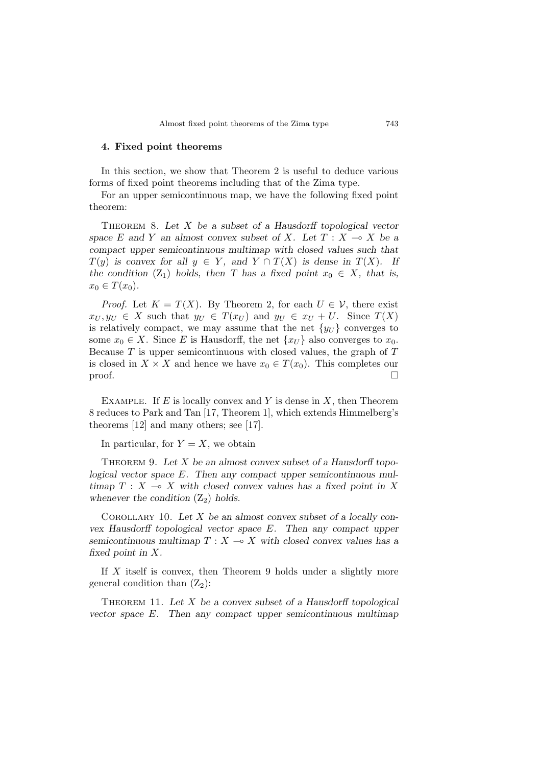## 4. Fixed point theorems

In this section, we show that Theorem 2 is useful to deduce various forms of fixed point theorems including that of the Zima type.

For an upper semicontinuous map, we have the following fixed point theorem:

THEOREM 8. *Let $X$ be a subset of a Hausdorff topological vector space $E$ and $Y$ an almost convex subset of $X$. Let $T : X \multimap X$ be a compact upper semicontinuous multimap with closed values such that $T(y)$ is convex for all $y \in Y$, and $Y \cap T(X)$ is dense in $T(X)$. If the condition $(\mathrm{Z}_1)$ holds, then $T$ has a fixed point $x_0 \in X$, that is, $x_0 \in T(x_0)$.*

*Proof.* Let $K = T(X)$. By Theorem 2, for each $U \in \mathcal{V}$, there exist $x_U, y_U \in X$ such that $y_U \in T(x_U)$ and $y_U \in x_U + U$. Since $T(X)$ is relatively compact, we may assume that the net $\{y_U\}$ converges to some $x_0 \in X$. Since $E$ is Hausdorff, the net $\{x_U\}$ also converges to $x_0$. Because $T$ is upper semicontinuous with closed values, the graph of $T$ is closed in $X \times X$ and hence we have $x_0 \in T(x_0)$. This completes our proof. □

EXAMPLE. If $E$ is locally convex and $Y$ is dense in $X$, then Theorem 8 reduces to Park and Tan [17, Theorem 1], which extends Himmelberg's theorems [12] and many others; see [17].

In particular, for $Y = X$, we obtain

THEOREM 9. *Let $X$ be an almost convex subset of a Hausdorff topological vector space $E$. Then any compact upper semicontinuous multimap $T : X \multimap X$ with closed convex values has a fixed point in $X$ whenever the condition $(\mathrm{Z}_2)$ holds.*

COROLLARY 10. *Let $X$ be an almost convex subset of a locally convex Hausdorff topological vector space $E$. Then any compact upper semicontinuous multimap $T : X \multimap X$ with closed convex values has a fixed point in $X$.*

If $X$ itself is convex, then Theorem 9 holds under a slightly more general condition than $(\mathrm{Z}_2)$:

THEOREM 11. *Let $X$ be a convex subset of a Hausdorff topological vector space $E$. Then any compact upper semicontinuous multimap*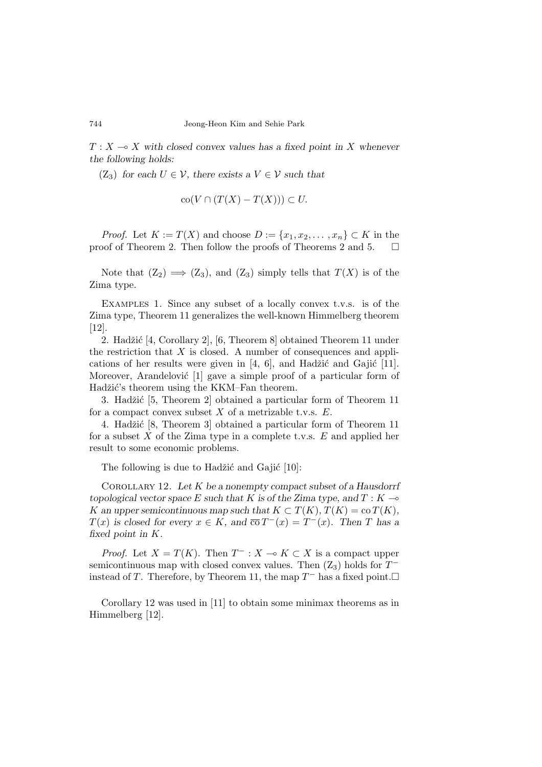$T : X \multimap X$ *with closed convex values has a fixed point in* $X$ *whenever the following holds:*

($Z_3$) *for each* $U \in \mathcal{V}$, *there exists a* $V \in \mathcal{V}$ *such that*

$$\mathrm{co}(V \cap (T(X) - T(X))) \subset U.$$

*Proof.* Let $K := T(X)$ and choose $D := \{x_1, x_2, \ldots, x_n\} \subset K$ in the proof of Theorem 2. Then follow the proofs of Theorems 2 and 5. □

Note that ($Z_2$) $\Longrightarrow$ ($Z_3$), and ($Z_3$) simply tells that $T(X)$ is of the Zima type.

Examples 1. Since any subset of a locally convex t.v.s. is of the Zima type, Theorem 11 generalizes the well-known Himmelberg theorem [12].

2. Hadžić [4, Corollary 2], [6, Theorem 8] obtained Theorem 11 under the restriction that $X$ is closed. A number of consequences and applications of her results were given in [4, 6], and Hadžić and Gajić [11]. Moreover, Arandelović [1] gave a simple proof of a particular form of Hadžić's theorem using the KKM–Fan theorem.

3. Hadžić [5, Theorem 2] obtained a particular form of Theorem 11 for a compact convex subset $X$ of a metrizable t.v.s. $E$.

4. Hadžić [8, Theorem 3] obtained a particular form of Theorem 11 for a subset $X$ of the Zima type in a complete t.v.s. $E$ and applied her result to some economic problems.

The following is due to Hadžić and Gajić [10]:

Corollary 12. *Let* $K$ *be a nonempty compact subset of a Hausdorff topological vector space* $E$ *such that* $K$ *is of the Zima type, and* $T : K \multimap K$ *an upper semicontinuous map such that* $K \subset T(K)$, $T(K) = \mathrm{co}\, T(K)$, $T(x)$ *is closed for every* $x \in K$, *and* $\overline{\mathrm{co}}\, T^{-}(x) = T^{-}(x)$. *Then* $T$ *has a fixed point in* $K$.

*Proof.* Let $X = T(K)$. Then $T^{-} : X \multimap K \subset X$ is a compact upper semicontinuous map with closed convex values. Then ($Z_3$) holds for $T^{-}$ instead of $T$. Therefore, by Theorem 11, the map $T^{-}$ has a fixed point. □

Corollary 12 was used in [11] to obtain some minimax theorems as in Himmelberg [12].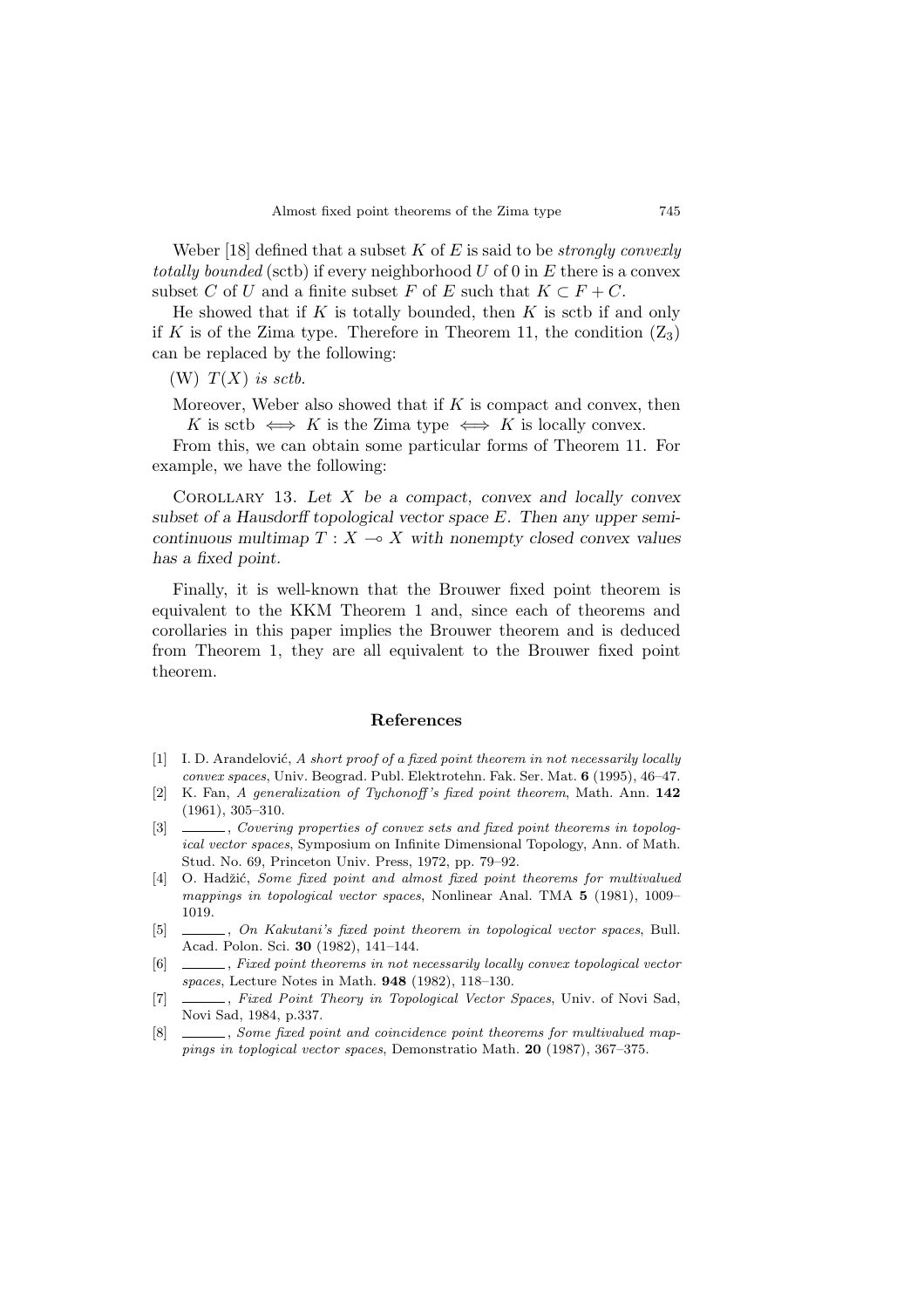Weber [18] defined that a subset $K$ of $E$ is said to be *strongly convexly totally bounded* (sctb) if every neighborhood $U$ of 0 in $E$ there is a convex subset $C$ of $U$ and a finite subset $F$ of $E$ such that $K \subset F + C$.

He showed that if $K$ is totally bounded, then $K$ is sctb if and only if $K$ is of the Zima type. Therefore in Theorem 11, the condition $(\mathrm{Z}_3)$ can be replaced by the following:

(W) $T(X)$ *is sctb.*

Moreover, Weber also showed that if $K$ is compact and convex, then

$K$ is sctb $\iff$ $K$ is the Zima type $\iff$ $K$ is locally convex.

From this, we can obtain some particular forms of Theorem 11. For example, we have the following:

COROLLARY 13. *Let $X$ be a compact, convex and locally convex subset of a Hausdorff topological vector space $E$. Then any upper semicontinuous multimap $T : X \multimap X$ with nonempty closed convex values has a fixed point.*

Finally, it is well-known that the Brouwer fixed point theorem is equivalent to the KKM Theorem 1 and, since each of theorems and corollaries in this paper implies the Brouwer theorem and is deduced from Theorem 1, they are all equivalent to the Brouwer fixed point theorem.

## References

[1] I. D. Arandelović, *A short proof of a fixed point theorem in not necessarily locally convex spaces*, Univ. Beograd. Publ. Elektrotehn. Fak. Ser. Mat. **6** (1995), 46–47.

[2] K. Fan, *A generalization of Tychonoff's fixed point theorem*, Math. Ann. **142** (1961), 305–310.

[3] ______, *Covering properties of convex sets and fixed point theorems in topological vector spaces*, Symposium on Infinite Dimensional Topology, Ann. of Math. Stud. No. 69, Princeton Univ. Press, 1972, pp. 79–92.

[4] O. Hadžić, *Some fixed point and almost fixed point theorems for multivalued mappings in topological vector spaces*, Nonlinear Anal. TMA **5** (1981), 1009–1019.

[5] ______, *On Kakutani's fixed point theorem in topological vector spaces*, Bull. Acad. Polon. Sci. **30** (1982), 141–144.

[6] ______, *Fixed point theorems in not necessarily locally convex topological vector spaces*, Lecture Notes in Math. **948** (1982), 118–130.

[7] ______, *Fixed Point Theory in Topological Vector Spaces*, Univ. of Novi Sad, Novi Sad, 1984, p.337.

[8] ______, *Some fixed point and coincidence point theorems for multivalued mappings in toplogical vector spaces*, Demonstratio Math. **20** (1987), 367–375.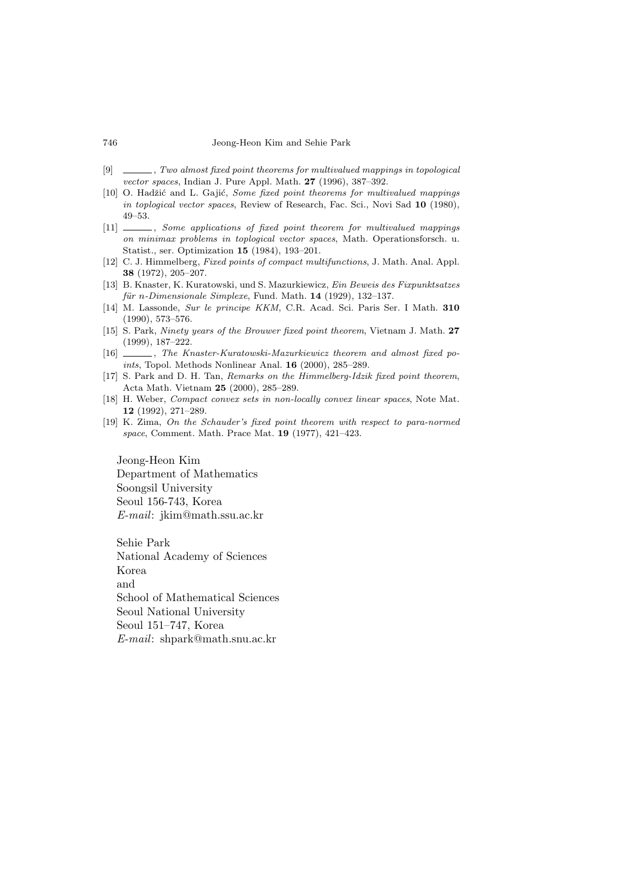[9] ______, *Two almost fixed point theorems for multivalued mappings in topological vector spaces*, Indian J. Pure Appl. Math. **27** (1996), 387–392.

[10] O. Hadžić and L. Gajić, *Some fixed point theorems for multivalued mappings in toplogical vector spaces*, Review of Research, Fac. Sci., Novi Sad **10** (1980), 49–53.

[11] ______, *Some applications of fixed point theorem for multivalued mappings on minimax problems in toplogical vector spaces*, Math. Operationsforsch. u. Statist., ser. Optimization **15** (1984), 193–201.

[12] C. J. Himmelberg, *Fixed points of compact multifunctions*, J. Math. Anal. Appl. **38** (1972), 205–207.

[13] B. Knaster, K. Kuratowski, und S. Mazurkiewicz, *Ein Beweis des Fixpunktsatzes für n-Dimensionale Simplexe*, Fund. Math. **14** (1929), 132–137.

[14] M. Lassonde, *Sur le principe KKM*, C.R. Acad. Sci. Paris Ser. I Math. **310** (1990), 573–576.

[15] S. Park, *Ninety years of the Brouwer fixed point theorem*, Vietnam J. Math. **27** (1999), 187–222.

[16] ______, *The Knaster-Kuratowski-Mazurkiewicz theorem and almost fixed points*, Topol. Methods Nonlinear Anal. **16** (2000), 285–289.

[17] S. Park and D. H. Tan, *Remarks on the Himmelberg-Idzik fixed point theorem*, Acta Math. Vietnam **25** (2000), 285–289.

[18] H. Weber, *Compact convex sets in non-locally convex linear spaces*, Note Mat. **12** (1992), 271–289.

[19] K. Zima, *On the Schauder's fixed point theorem with respect to para-normed space*, Comment. Math. Prace Mat. **19** (1977), 421–423.

Jeong-Heon Kim
Department of Mathematics
Soongsil University
Seoul 156-743, Korea
*E-mail*: jkim@math.ssu.ac.kr

Sehie Park
National Academy of Sciences
Korea
and
School of Mathematical Sciences
Seoul National University
Seoul 151–747, Korea
*E-mail*: shpark@math.snu.ac.kr